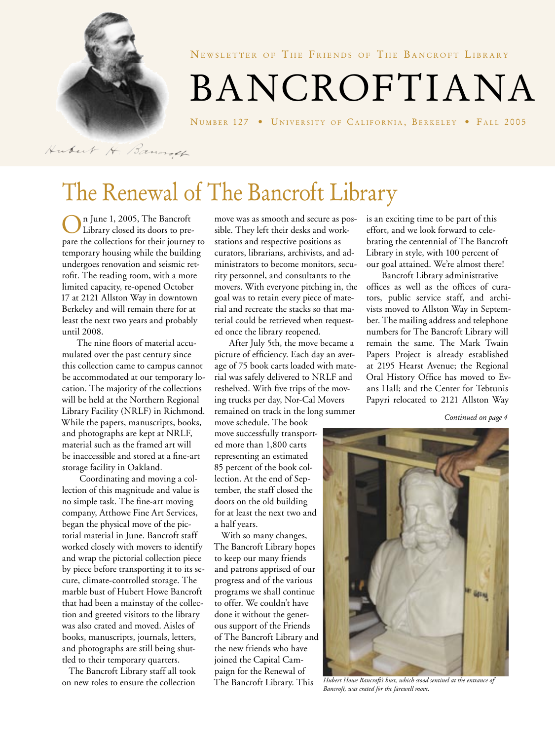Newsletter of The Friends of The Bancroft Library

# BANCROFTIANA

Number 127 • University of California, Berkeley • Fall 2005

Hubert H Bancroft

## The Renewal of The Bancroft Library

On June 1, 2005, The Bancroft Library closed its doors to prepare the collections for their journey to temporary housing while the building undergoes renovation and seismic retrofit. The reading room, with a more limited capacity, re-opened October 17 at 2121 Allston Way in downtown Berkeley and will remain there for at least the next two years and probably until 2008.

The nine floors of material accumulated over the past century since this collection came to campus cannot be accommodated at our temporary location. The majority of the collections will be held at the Northern Regional Library Facility (NRLF) in Richmond. While the papers, manuscripts, books, and photographs are kept at NRLF, material such as the framed art will be inaccessible and stored at a fine-art storage facility in Oakland.

Coordinating and moving a collection of this magnitude and value is no simple task. The fine-art moving company, Atthowe Fine Art Services, began the physical move of the pictorial material in June. Bancroft staff worked closely with movers to identify and wrap the pictorial collection piece by piece before transporting it to its secure, climate-controlled storage. The marble bust of Hubert Howe Bancroft that had been a mainstay of the collection and greeted visitors to the library was also crated and moved. Aisles of books, manuscripts, journals, letters, and photographs are still being shuttled to their temporary quarters.

The Bancroft Library staff all took on new roles to ensure the collection move was as smooth and secure as possible. They left their desks and workstations and respective positions as curators, librarians, archivists, and administrators to become monitors, security personnel, and consultants to the movers. With everyone pitching in, the goal was to retain every piece of material and recreate the stacks so that material could be retrieved when requested once the library reopened.

After July 5th, the move became a picture of efficiency. Each day an average of 75 book carts loaded with material was safely delivered to NRLF and reshelved. With five trips of the moving trucks per day, Nor-Cal Movers remained on track in the long summer move schedule. The book move successfully transported more than 1,800 carts representing an estimated 85 percent of the book collection. At the end of September, the staff closed the doors on the old building for at least the next two and a half years.

With so many changes, The Bancroft Library hopes to keep our many friends and patrons apprised of our progress and of the various programs we shall continue to offer. We couldn't have done it without the generous support of the Friends of The Bancroft Library and the new friends who have joined the Capital Campaign for the Renewal of The Bancroft Library. This is an exciting time to be part of this effort, and we look forward to celebrating the centennial of The Bancroft Library in style, with 100 percent of our goal attained. We're almost there!

Bancroft Library administrative offices as well as the offices of curators, public service staff, and archivists moved to Allston Way in September. The mailing address and telephone numbers for The Bancroft Library will remain the same. The Mark Twain Papers Project is already established at 2195 Hearst Avenue; the Regional Oral History Office has moved to Evans Hall; and the Center for Tebtunis Papyri relocated to 2121 Allston Way

*Continued on page 4*

*Hubert Howe Bancroft's bust, which stood sentinel at the entrance of Bancroft, was crated for the farewell move.*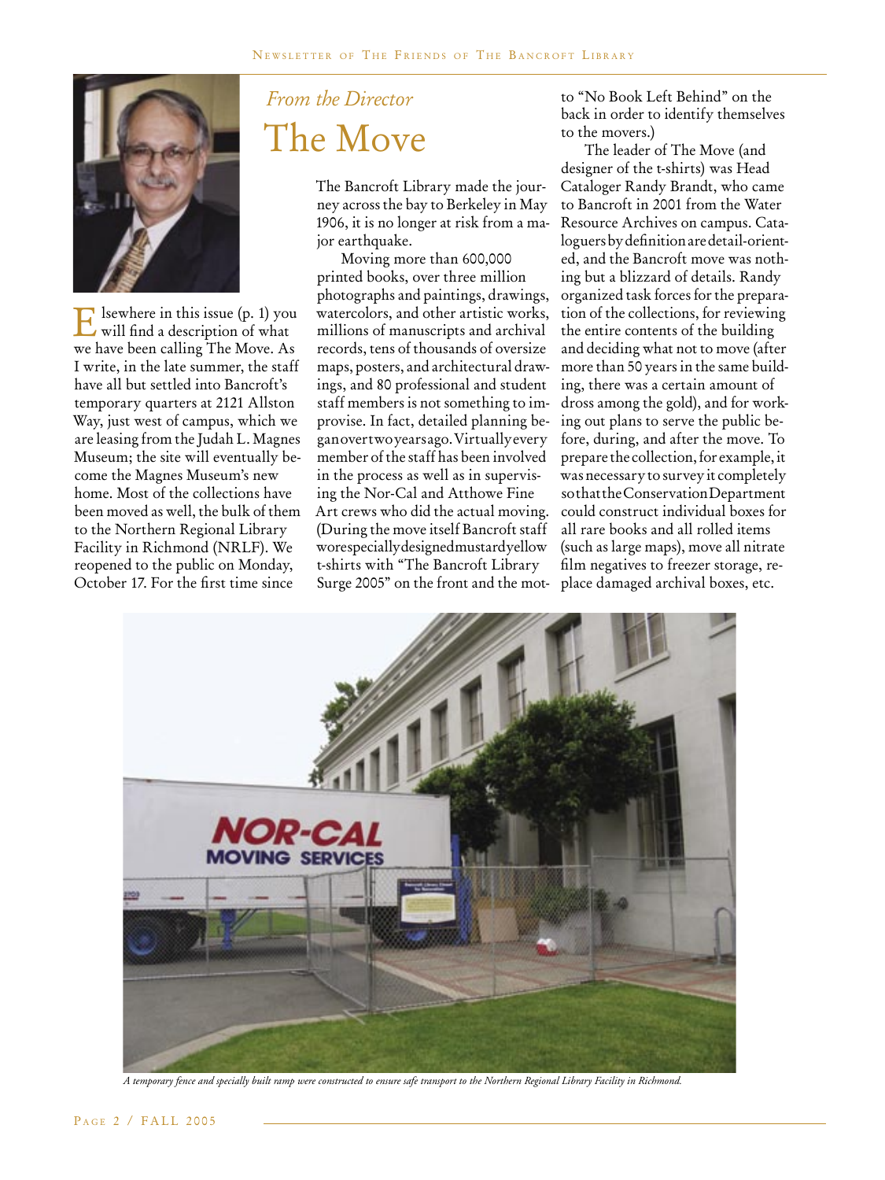*From the Director*

# The Move

Elsewhere in this issue (p. 1) you will find a description of what we have been calling The Move. As I write, in the late summer, the staff have all but settled into Bancroft's temporary quarters at 2121 Allston Way, just west of campus, which we are leasing from the Judah L. Magnes Museum; the site will eventually become the Magnes Museum's new home. Most of the collections have been moved as well, the bulk of them to the Northern Regional Library Facility in Richmond (NRLF). We reopened to the public on Monday, October 17. For the first time since The Bancroft Library made the journey across the bay to Berkeley in May 1906, it is no longer at risk from a major earthquake.

Moving more than 600,000 printed books, over three million photographs and paintings, drawings, watercolors, and other artistic works, millions of manuscripts and archival records, tens of thousands of oversize maps, posters, and architectural drawings, and 80 professional and student staff members is not something to improvise. In fact, detailed planning began over two years ago. Virtually every member of the staff has been involved in the process as well as in supervising the Nor-Cal and Atthowe Fine Art crews who did the actual moving. (During the move itself Bancroft staff wore specially designed mustard yellow t-shirts with "The Bancroft Library Surge 2005" on the front and the motto "No Book Left Behind" on the back in order to identify themselves to the movers.)

The leader of The Move (and designer of the t-shirts) was Head Cataloger Randy Brandt, who came to Bancroft in 2001 from the Water Resource Archives on campus. Catalogers by definition are detail-oriented, and the Bancroft move was nothing but a blizzard of details. Randy organized task forces for the preparation of the collections, for reviewing the entire contents of the building and deciding what not to move (after more than 50 years in the same building, there was a certain amount of dross among the gold), and for working out plans to serve the public before, during, and after the move. To prepare the collection, for example, it was necessary to survey it completely so that the Conservation Department could construct individual boxes for all rare books and all rolled items (such as large maps), move all nitrate film negatives to freezer storage, replace damaged archival boxes, etc.

*A temporary fence and specially built ramp were constructed to ensure safe transport to the Northern Regional Library Facility in Richmond.*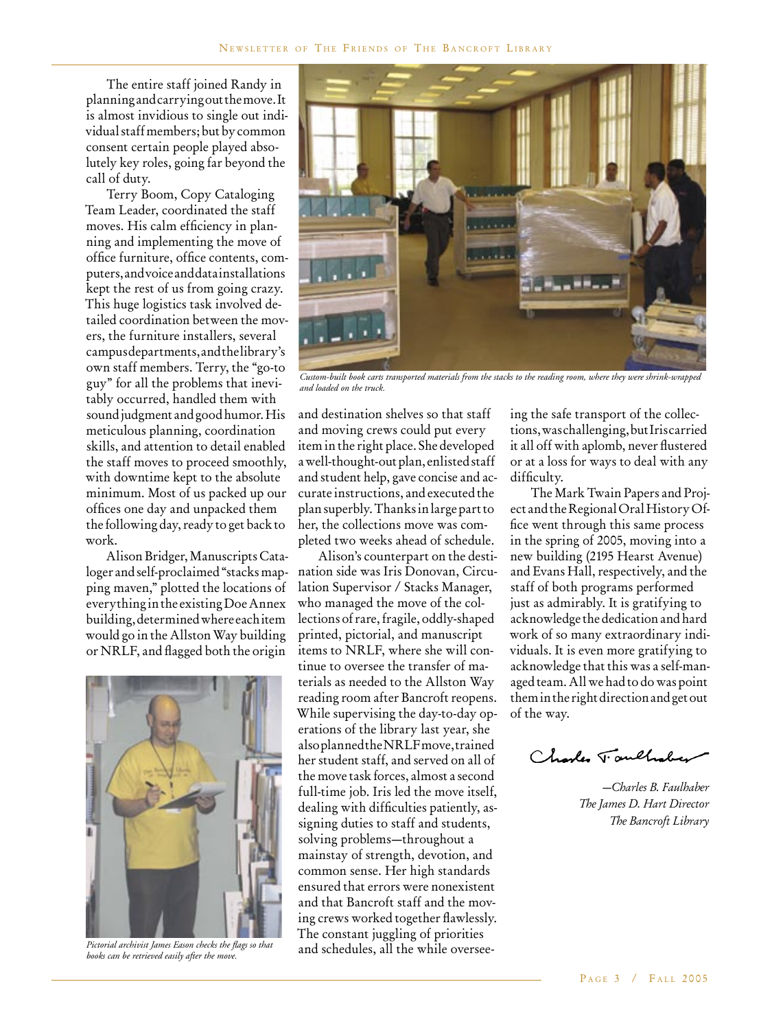The entire staff joined Randy in planning and carrying out the move. It is almost invidious to single out individual staff members; but by common consent certain people played absolutely key roles, going far beyond the call of duty.

Terry Boom, Copy Cataloging Team Leader, coordinated the staff moves. His calm efficiency in planning and implementing the move of office furniture, office contents, computers, and voice and data installations kept the rest of us from going crazy. This huge logistics task involved detailed coordination between the movers, the furniture installers, several campus departments, and the library's own staff members. Terry, the "go-to guy" for all the problems that inevitably occurred, handled them with sound judgment and good humor. His meticulous planning, coordination skills, and attention to detail enabled the staff moves to proceed smoothly, with downtime kept to the absolute minimum. Most of us packed up our offices one day and unpacked them the following day, ready to get back to work.

Alison Bridger, Manuscripts Cataloger and self-proclaimed "stacks mapping maven," plotted the locations of everything in the existing Doe Annex building, determined where each item would go in the Allston Way building or NRLF, and flagged both the origin and destination shelves so that staff and moving crews could put every item in the right place. She developed a well-thought-out plan, enlisted staff and student help, gave concise and accurate instructions, and executed the plan superbly. Thanks in large part to her, the collections move was completed two weeks ahead of schedule.

*Pictorial archivist James Eason checks the flags so that books can be retrieved easily after the move.*

*Custom-built book carts transported materials from the stacks to the reading room, where they were shrink-wrapped and loaded on the truck.*

Alison's counterpart on the destination side was Iris Donovan, Circulation Supervisor / Stacks Manager, who managed the move of the collections of rare, fragile, oddly-shaped printed, pictorial, and manuscript items to NRLF, where she will continue to oversee the transfer of materials as needed to the Allston Way reading room after Bancroft reopens. While supervising the day-to-day operations of the library last year, she also planned the NRLF move, trained her student staff, and served on all of the move task forces, almost a second full-time job. Iris led the move itself, dealing with difficulties patiently, assigning duties to staff and students, solving problems—throughout a mainstay of strength, devotion, and common sense. Her high standards ensured that errors were nonexistent and that Bancroft staff and the moving crews worked together flawlessly. The constant juggling of priorities and schedules, all the while overseeing the safe transport of the collections, was challenging, but Iris carried it all off with aplomb, never flustered or at a loss for ways to deal with any difficulty.

The Mark Twain Papers and Project and the Regional Oral History Office went through this same process in the spring of 2005, moving into a new building (2195 Hearst Avenue) and Evans Hall, respectively, and the staff of both programs performed just as admirably. It is gratifying to acknowledge the dedication and hard work of so many extraordinary individuals. It is even more gratifying to acknowledge that this was a self-managed team. All we had to do was point them in the right direction and get out of the way.

Charles Faulhaber

*—Charles B. Faulhaber*
*The James D. Hart Director*
*The Bancroft Library*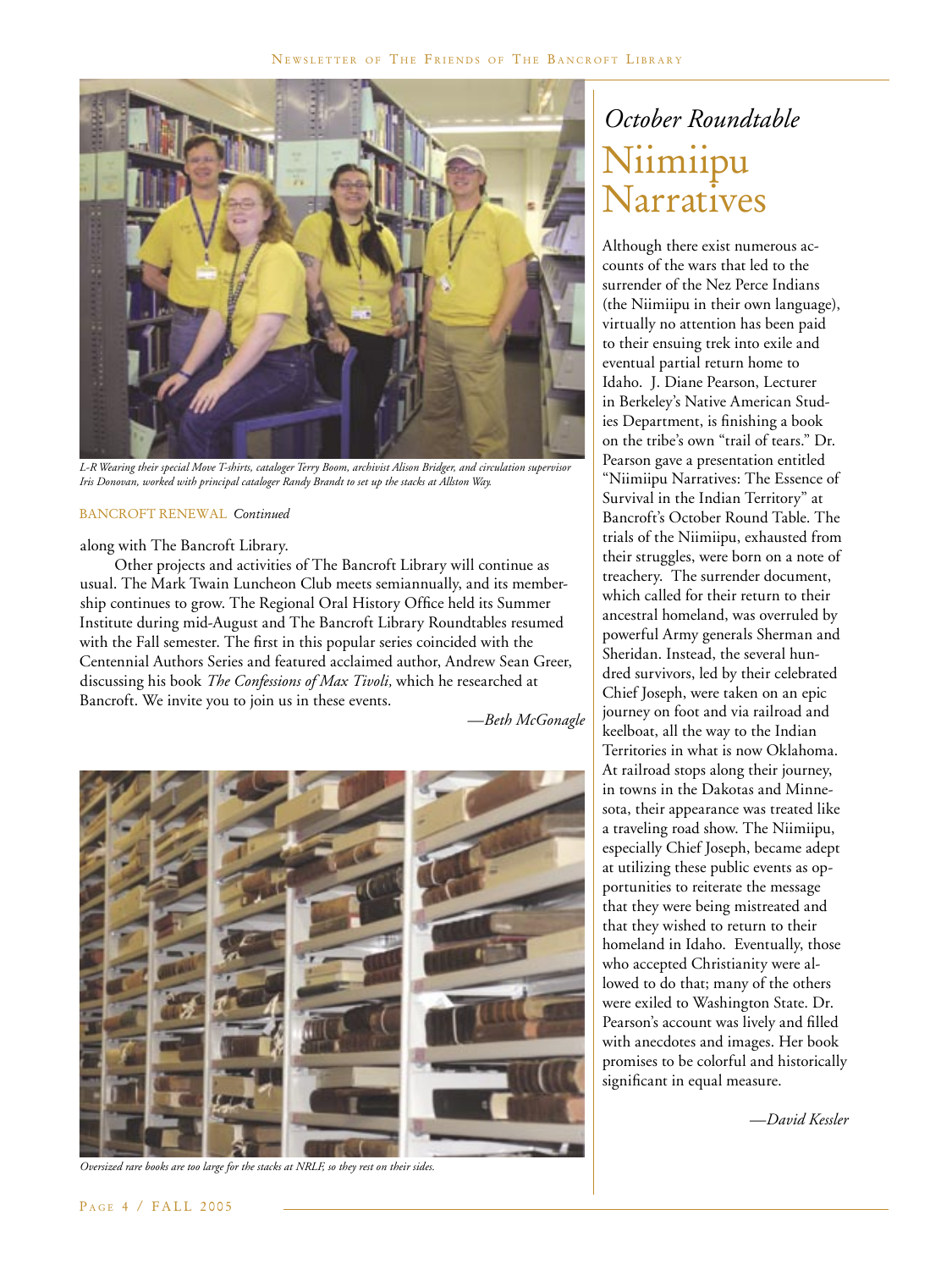L-R Wearing their special Move T-shirts, cataloger Terry Boom, archivist Alison Bridger, and circulation supervisor Iris Donovan, worked with principal cataloger Randy Brandt to set up the stacks at Allston Way.

BANCROFT RENEWAL *Continued*

along with The Bancroft Library.

Other projects and activities of The Bancroft Library will continue as usual. The Mark Twain Luncheon Club meets semiannually, and its membership continues to grow. The Regional Oral History Office held its Summer Institute during mid-August and The Bancroft Library Roundtables resumed with the Fall semester. The first in this popular series coincided with the Centennial Authors Series and featured acclaimed author, Andrew Sean Greer, discussing his book *The Confessions of Max Tivoli,* which he researched at Bancroft. We invite you to join us in these events.

*—Beth McGonagle*

*Oversized rare books are too large for the stacks at NRLF, so they rest on their sides.*

## *October Roundtable*

# Niimiipu Narratives

Although there exist numerous accounts of the wars that led to the surrender of the Nez Perce Indians (the Niimiipu in their own language), virtually no attention has been paid to their ensuing trek into exile and eventual partial return home to Idaho. J. Diane Pearson, Lecturer in Berkeley's Native American Studies Department, is finishing a book on the tribe's own "trail of tears." Dr. Pearson gave a presentation entitled "Niimiipu Narratives: The Essence of Survival in the Indian Territory" at Bancroft's October Round Table. The trials of the Niimiipu, exhausted from their struggles, were born on a note of treachery. The surrender document, which called for their return to their ancestral homeland, was overruled by powerful Army generals Sherman and Sheridan. Instead, the several hundred survivors, led by their celebrated Chief Joseph, were taken on an epic journey on foot and via railroad and keelboat, all the way to the Indian Territories in what is now Oklahoma. At railroad stops along their journey, in towns in the Dakotas and Minnesota, their appearance was treated like a traveling road show. The Niimiipu, especially Chief Joseph, became adept at utilizing these public events as opportunities to reiterate the message that they were being mistreated and that they wished to return to their homeland in Idaho. Eventually, those who accepted Christianity were allowed to do that; many of the others were exiled to Washington State. Dr. Pearson's account was lively and filled with anecdotes and images. Her book promises to be colorful and historically significant in equal measure.

*—David Kessler*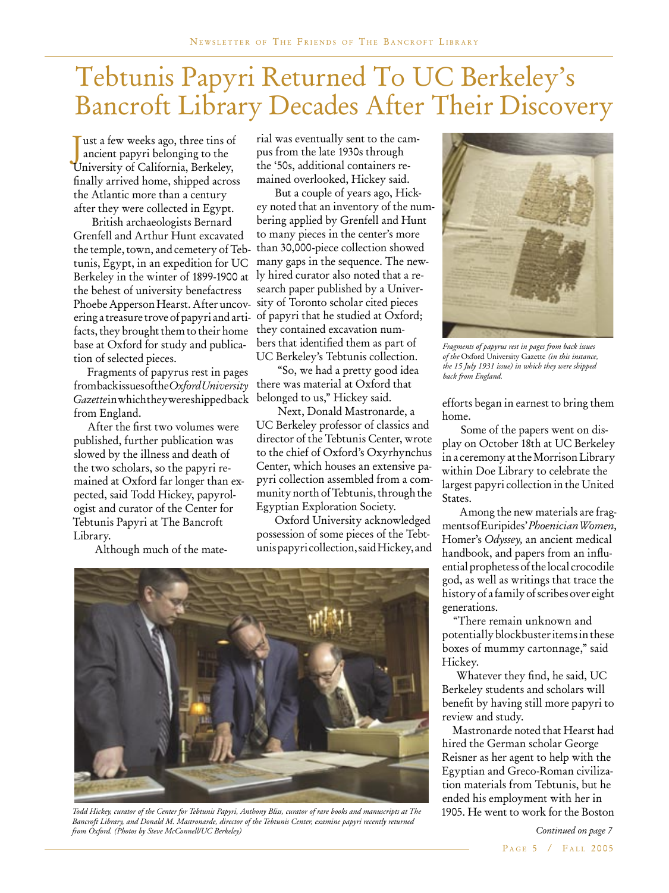# Tebtunis Papyri Returned To UC Berkeley's Bancroft Library Decades After Their Discovery

Just a few weeks ago, three tins of ancient papyri belonging to the University of California, Berkeley, finally arrived home, shipped across the Atlantic more than a century after they were collected in Egypt.

British archaeologists Bernard Grenfell and Arthur Hunt excavated the temple, town, and cemetery of Tebtunis, Egypt, in an expedition for UC Berkeley in the winter of 1899-1900 at the behest of university benefactress Phoebe Apperson Hearst. After uncovering a treasure trove of papyri and artifacts, they brought them to their home base at Oxford for study and publication of selected pieces.

Fragments of papyrus rest in pages from back issues of the *Oxford University Gazette* in which they were shipped back from England.

After the first two volumes were published, further publication was slowed by the illness and death of the two scholars, so the papyri remained at Oxford far longer than expected, said Todd Hickey, papyrologist and curator of the Center for Tebtunis Papyri at The Bancroft Library.

Although much of the material was eventually sent to the campus from the late 1930s through the '50s, additional containers remained overlooked, Hickey said.

But a couple of years ago, Hickey noted that an inventory of the numbering applied by Grenfell and Hunt to many pieces in the center's more than 30,000-piece collection showed many gaps in the sequence. The newly hired curator also noted that a research paper published by a University of Toronto scholar cited pieces of papyri that he studied at Oxford; they contained excavation numbers that identified them as part of UC Berkeley's Tebtunis collection.

"So, we had a pretty good idea there was material at Oxford that belonged to us," Hickey said.

Next, Donald Mastronarde, a UC Berkeley professor of classics and director of the Tebtunis Center, wrote to the chief of Oxford's Oxyrhynchus Center, which houses an extensive papyri collection assembled from a community north of Tebtunis, through the Egyptian Exploration Society.

Oxford University acknowledged possession of some pieces of the Tebtunis papyri collection, said Hickey, and efforts began in earnest to bring them home.

*Fragments of papyrus rest in pages from back issues of the* Oxford University Gazette *(in this instance, the 15 July 1931 issue) in which they were shipped back from England.*

Some of the papers went on display on October 18th at UC Berkeley in a ceremony at the Morrison Library within Doe Library to celebrate the largest papyri collection in the United States.

Among the new materials are fragments of Euripides' *Phoenician Women,* Homer's *Odyssey,* an ancient medical handbook, and papers from an influential prophetess of the local crocodile god, as well as writings that trace the history of a family of scribes over eight generations.

"There remain unknown and potentially blockbuster items in these boxes of mummy cartonnage," said Hickey.

Whatever they find, he said, UC Berkeley students and scholars will benefit by having still more papyri to review and study.

Mastronarde noted that Hearst had hired the German scholar George Reisner as her agent to help with the Egyptian and Greco-Roman civilization materials from Tebtunis, but he ended his employment with her in 1905. He went to work for the Boston

*Continued on page 7*

*Todd Hickey, curator of the Center for Tebtunis Papyri, Anthony Bliss, curator of rare books and manuscripts at The Bancroft Library, and Donald M. Mastronarde, director of the Tebtunis Center, examine papyri recently returned from Oxford. (Photos by Steve McConnell/UC Berkeley)*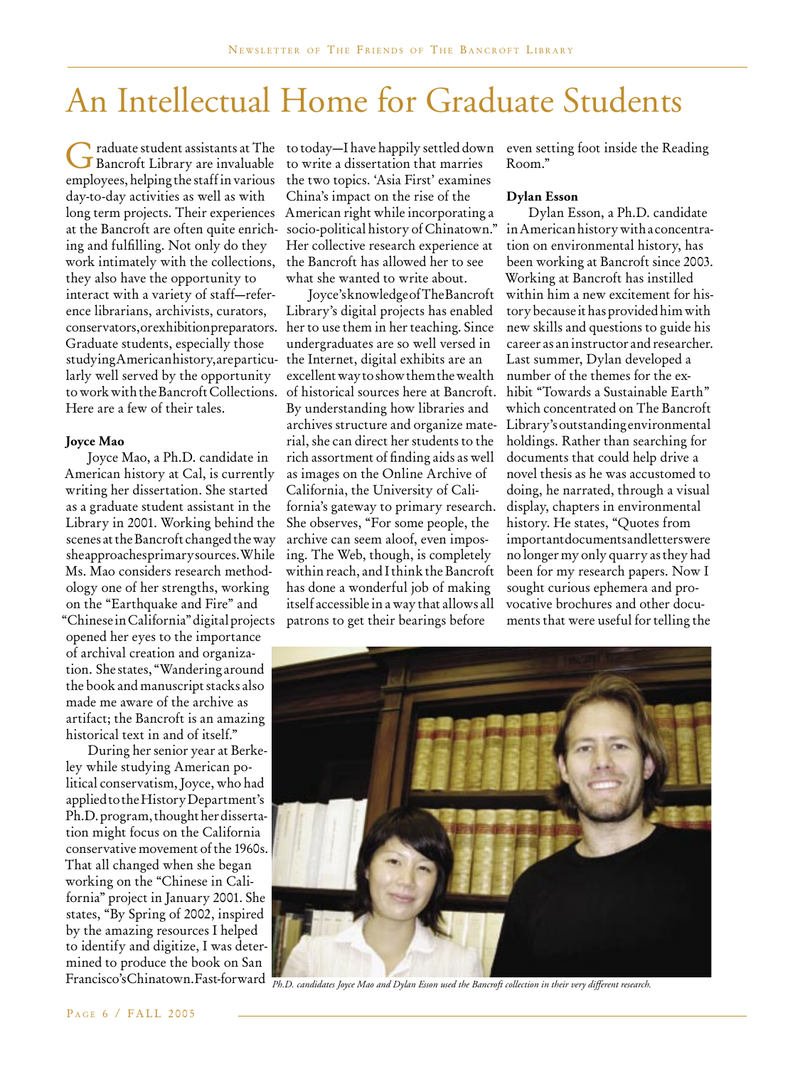# An Intellectual Home for Graduate Students

Graduate student assistants at The Bancroft Library are invaluable employees, helping the staff in various day-to-day activities as well as with long term projects. Their experiences at the Bancroft are often quite enriching and fulfilling. Not only do they work intimately with the collections, they also have the opportunity to interact with a variety of staff—reference librarians, archivists, curators, conservators, or exhibition preparators. Graduate students, especially those studying American history, are particularly well served by the opportunity to work with the Bancroft Collections. Here are a few of their tales.

**Joyce Mao**

Joyce Mao, a Ph.D. candidate in American history at Cal, is currently writing her dissertation. She started as a graduate student assistant in the Library in 2001. Working behind the scenes at the Bancroft changed the way she approaches primary sources. While Ms. Mao considers research methodology one of her strengths, working on the "Earthquake and Fire" and "Chinese in California" digital projects opened her eyes to the importance of archival creation and organization. She states, "Wandering around the book and manuscript stacks also made me aware of the archive as artifact; the Bancroft is an amazing historical text in and of itself."

During her senior year at Berkeley while studying American political conservatism, Joyce, who had applied to the History Department's Ph.D. program, thought her dissertation might focus on the California conservative movement of the 1960s. That all changed when she began working on the "Chinese in California" project in January 2001. She states, "By Spring of 2002, inspired by the amazing resources I helped to identify and digitize, I was determined to produce the book on San Francisco's Chinatown. Fast-forward to today—I have happily settled down to write a dissertation that marries the two topics. 'Asia First' examines China's impact on the rise of the American right while incorporating a socio-political history of Chinatown." Her collective research experience at the Bancroft has allowed her to see what she wanted to write about.

Joyce's knowledge of The Bancroft Library's digital projects has enabled her to use them in her teaching. Since undergraduates are so well versed in the Internet, digital exhibits are an excellent way to show them the wealth of historical sources here at Bancroft. By understanding how libraries and archives structure and organize material, she can direct her students to the rich assortment of finding aids as well as images on the Online Archive of California, the University of California's gateway to primary research. She observes, "For some people, the archive can seem aloof, even imposing. The Web, though, is completely within reach, and I think the Bancroft has done a wonderful job of making itself accessible in a way that allows all patrons to get their bearings before even setting foot inside the Reading Room."

**Dylan Esson**

Dylan Esson, a Ph.D. candidate in American history with a concentration on environmental history, has been working at Bancroft since 2003. Working at Bancroft has instilled within him a new excitement for history because it has provided him with new skills and questions to guide his career as an instructor and researcher. Last summer, Dylan developed a number of the themes for the exhibit "Towards a Sustainable Earth" which concentrated on The Bancroft Library's outstanding environmental holdings. Rather than searching for documents that could help drive a novel thesis as he was accustomed to doing, he narrated, through a visual display, chapters in environmental history. He states, "Quotes from important documents and letters were no longer my only quarry as they had been for my research papers. Now I sought curious ephemera and provocative brochures and other documents that were useful for telling the

*Ph.D. candidates Joyce Mao and Dylan Esson used the Bancroft collection in their very different research.*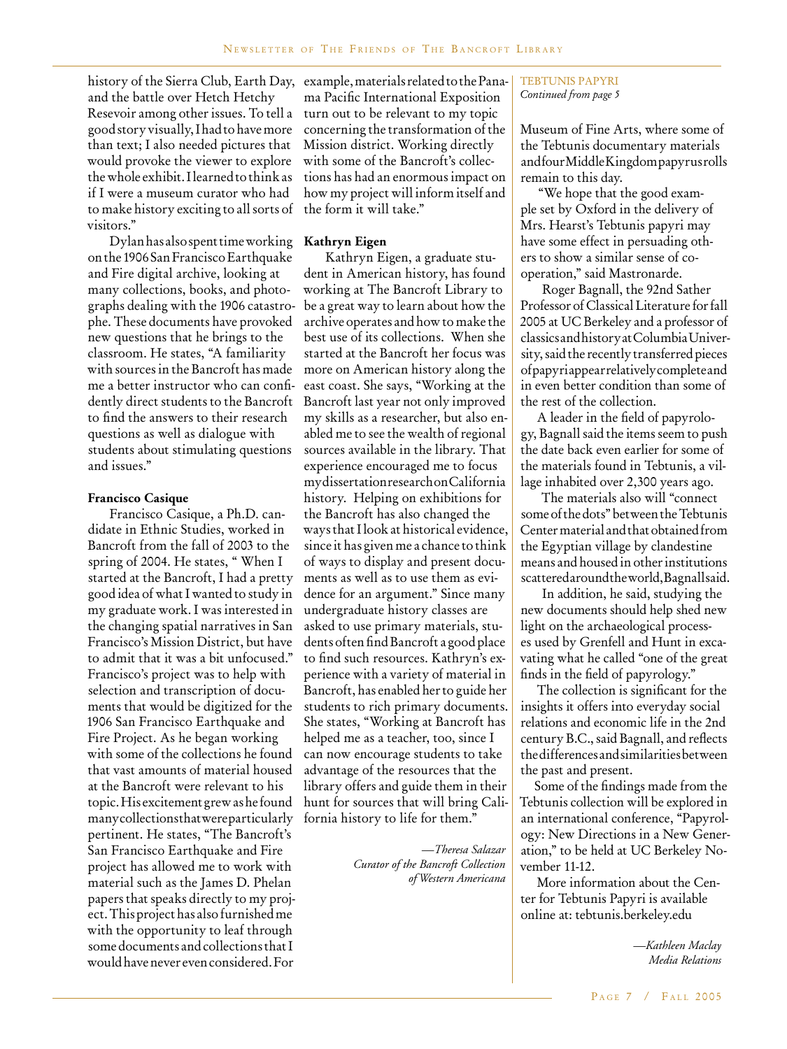history of the Sierra Club, Earth Day, and the battle over Hetch Hetchy Resevoir among other issues. To tell a good story visually, I had to have more than text; I also needed pictures that would provoke the viewer to explore the whole exhibit. I learned to think as if I were a museum curator who had to make history exciting to all sorts of visitors."

Dylan has also spent time working on the 1906 San Francisco Earthquake and Fire digital archive, looking at many collections, books, and photographs dealing with the 1906 catastrophe. These documents have provoked new questions that he brings to the classroom. He states, "A familiarity with sources in the Bancroft has made me a better instructor who can confidently direct students to the Bancroft to find the answers to their research questions as well as dialogue with students about stimulating questions and issues."

**Francisco Casique**

Francisco Casique, a Ph.D. candidate in Ethnic Studies, worked in Bancroft from the fall of 2003 to the spring of 2004. He states, " When I started at the Bancroft, I had a pretty good idea of what I wanted to study in my graduate work. I was interested in the changing spatial narratives in San Francisco's Mission District, but have to admit that it was a bit unfocused." Francisco's project was to help with selection and transcription of documents that would be digitized for the 1906 San Francisco Earthquake and Fire Project. As he began working with some of the collections he found that vast amounts of material housed at the Bancroft were relevant to his topic. His excitement grew as he found many collections that were particularly pertinent. He states, "The Bancroft's San Francisco Earthquake and Fire project has allowed me to work with material such as the James D. Phelan papers that speaks directly to my project. This project has also furnished me with the opportunity to leaf through some documents and collections that I would have never even considered. For example, materials related to the Panama Pacific International Exposition turn out to be relevant to my topic concerning the transformation of the Mission district. Working directly with some of the Bancroft's collections has had an enormous impact on how my project will inform itself and the form it will take."

**Kathryn Eigen**

Kathryn Eigen, a graduate student in American history, has found working at The Bancroft Library to be a great way to learn about how the archive operates and how to make the best use of its collections. When she started at the Bancroft her focus was more on American history along the east coast. She says, "Working at the Bancroft last year not only improved my skills as a researcher, but also enabled me to see the wealth of regional sources available in the library. That experience encouraged me to focus my dissertation research on California history. Helping on exhibitions for the Bancroft has also changed the ways that I look at historical evidence, since it has given me a chance to think of ways to display and present documents as well as to use them as evidence for an argument." Since many undergraduate history classes are asked to use primary materials, students often find Bancroft a good place to find such resources. Kathryn's experience with a variety of material in Bancroft, has enabled her to guide her students to rich primary documents. She states, "Working at Bancroft has helped me as a teacher, too, since I can now encourage students to take advantage of the resources that the library offers and guide them in their hunt for sources that will bring California history to life for them."

*—Theresa Salazar*
*Curator of the Bancroft Collection of Western Americana*

TEBTUNIS PAPYRI
*Continued from page 5*

Museum of Fine Arts, where some of the Tebtunis documentary materials and four Middle Kingdom papyrus rolls remain to this day.

"We hope that the good example set by Oxford in the delivery of Mrs. Hearst's Tebtunis papyri may have some effect in persuading others to show a similar sense of cooperation," said Mastronarde.

Roger Bagnall, the 92nd Sather Professor of Classical Literature for fall 2005 at UC Berkeley and a professor of classics and history at Columbia University, said the recently transferred pieces of papyri appear relatively complete and in even better condition than some of the rest of the collection.

A leader in the field of papyrology, Bagnall said the items seem to push the date back even earlier for some of the materials found in Tebtunis, a village inhabited over 2,300 years ago.

The materials also will "connect some of the dots" between the Tebtunis Center material and that obtained from the Egyptian village by clandestine means and housed in other institutions scattered around the world, Bagnall said.

In addition, he said, studying the new documents should help shed new light on the archaeological processes used by Grenfell and Hunt in excavating what he called "one of the great finds in the field of papyrology."

The collection is significant for the insights it offers into everyday social relations and economic life in the 2nd century B.C., said Bagnall, and reflects the differences and similarities between the past and present.

Some of the findings made from the Tebtunis collection will be explored in an international conference, "Papyrology: New Directions in a New Generation," to be held at UC Berkeley November 11-12.

More information about the Center for Tebtunis Papyri is available online at: tebtunis.berkeley.edu

*—Kathleen Maclay*
*Media Relations*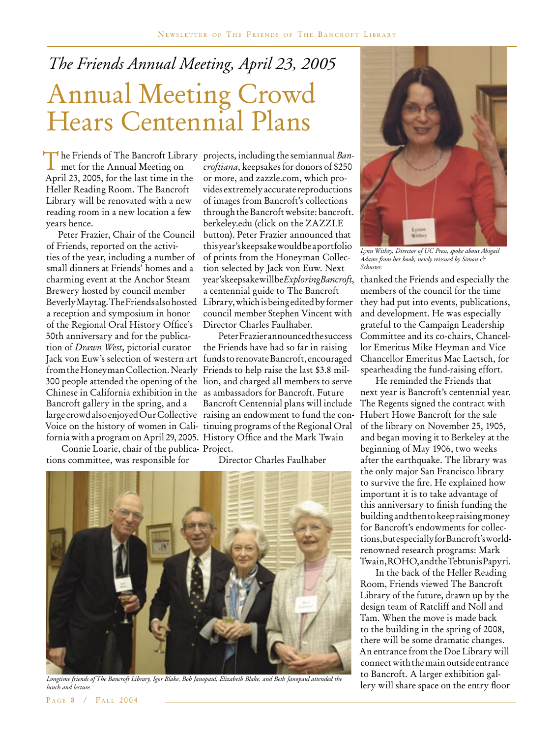# *The Friends Annual Meeting, April 23, 2005*

# Annual Meeting Crowd Hears Centennial Plans

The Friends of The Bancroft Library met for the Annual Meeting on April 23, 2005, for the last time in the Heller Reading Room. The Bancroft Library will be renovated with a new reading room in a new location a few years hence.

Peter Frazier, Chair of the Council of Friends, reported on the activities of the year, including a number of small dinners at Friends' homes and a charming event at the Anchor Steam Brewery hosted by council member Beverly Maytag. The Friends also hosted a reception and symposium in honor of the Regional Oral History Office's 50th anniversary and for the publication of *Drawn West,* pictorial curator Jack von Euw's selection of western art from the Honeyman Collection. Nearly 300 people attended the opening of the Chinese in California exhibition in the Bancroft gallery in the spring, and a large crowd also enjoyed Our Collective Voice on the history of women in California with a program on April 29, 2005.

Connie Loarie, chair of the publications committee, was responsible for projects, including the semiannual *Bancroftiana*, keepsakes for donors of $250 or more, and zazzle.com, which provides extremely accurate reproductions of images from Bancroft's collections through the Bancroft website: bancroft.berkeley.edu (click on the ZAZZLE button). Peter Frazier announced that this year's keepsake would be a portfolio of prints from the Honeyman Collection selected by Jack von Euw. Next year's keepsake will be *Exploring Bancroft,* a centennial guide to The Bancroft Library, which is being edited by former council member Stephen Vincent with Director Charles Faulhaber.

Peter Frazier announced the success the Friends have had so far in raising funds to renovate Bancroft, encouraged Friends to help raise the last $3.8 million, and charged all members to serve as ambassadors for Bancroft. Future Bancroft Centennial plans will include raising an endowment to fund the continuing programs of the Regional Oral History Office and the Mark Twain Project.

Director Charles Faulhaber thanked the Friends and especially the members of the council for the time they had put into events, publications, and development. He was especially grateful to the Campaign Leadership Committee and its co-chairs, Chancellor Emeritus Mike Heyman and Vice Chancellor Emeritus Mac Laetsch, for spearheading the fund-raising effort.

*Lynn Withey, Director of UC Press, spoke about Abigail Adams from her book, newly reissued by Simon & Schuster.*

He reminded the Friends that next year is Bancroft's centennial year. The Regents signed the contract with Hubert Howe Bancroft for the sale of the library on November 25, 1905, and began moving it to Berkeley at the beginning of May 1906, two weeks after the earthquake. The library was the only major San Francisco library to survive the fire. He explained how important it is to take advantage of this anniversary to finish funding the building and then to keep raising money for Bancroft's endowments for collections, but especially for Bancroft's world-renowned research programs: Mark Twain, ROHO, and the Tebtunis Papyri.

In the back of the Heller Reading Room, Friends viewed The Bancroft Library of the future, drawn up by the design team of Ratcliff and Noll and Tam. When the move is made back to the building in the spring of 2008, there will be some dramatic changes. An entrance from the Doe Library will connect with the main outside entrance to Bancroft. A larger exhibition gallery will share space on the entry floor

*Longtime friends of The Bancroft Library, Igor Blake, Bob Janopaul, Elizabeth Blake, and Beth Janopaul attended the lunch and lecture.*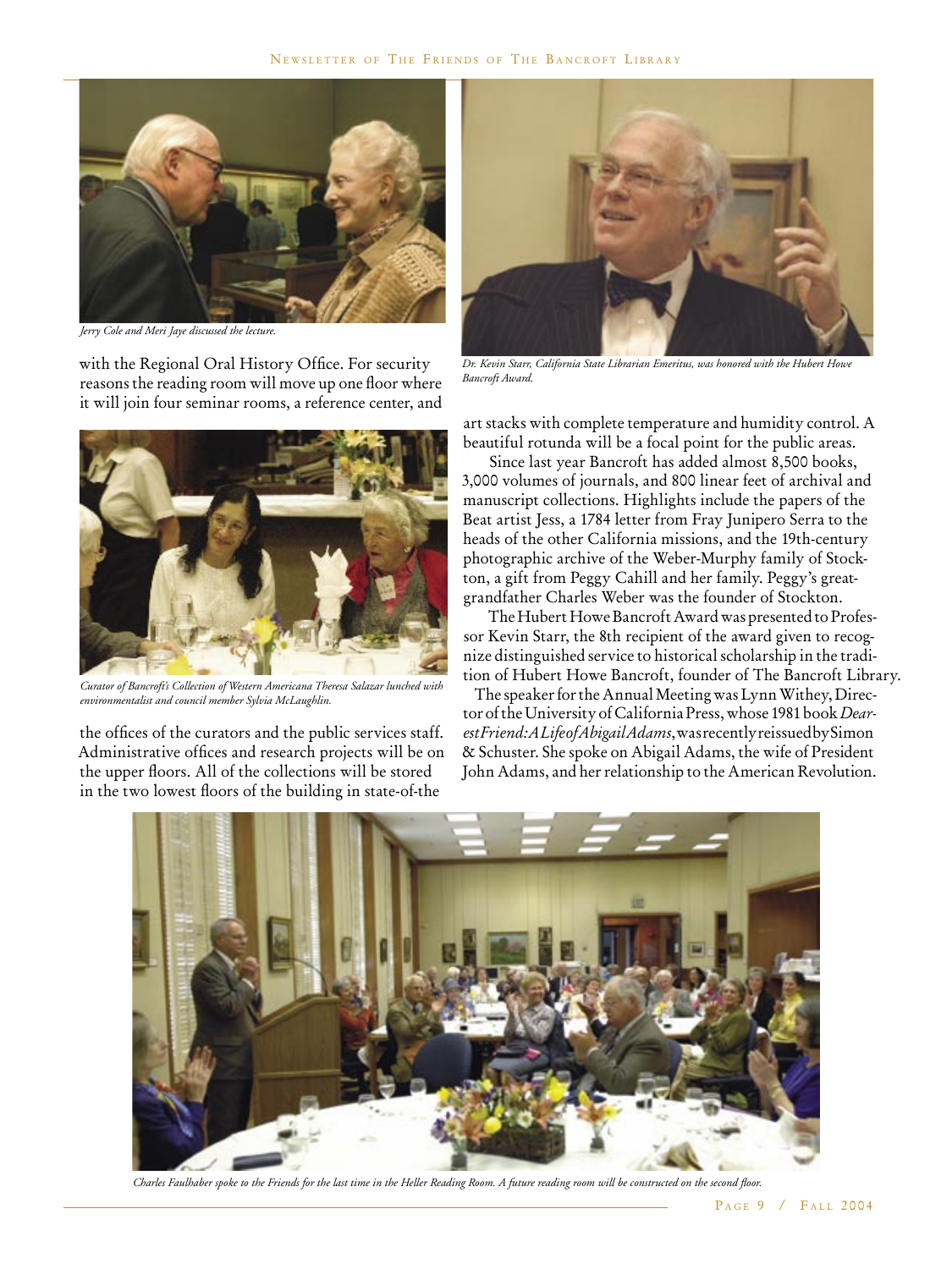*Jerry Cole and Meri Jaye discussed the lecture.*

with the Regional Oral History Office. For security reasons the reading room will move up one floor where it will join four seminar rooms, a reference center, and the offices of the curators and the public services staff. Administrative offices and research projects will be on the upper floors. All of the collections will be stored in the two lowest floors of the building in state-of-the-art stacks with complete temperature and humidity control. A beautiful rotunda will be a focal point for the public areas.

*Curator of Bancroft's Collection of Western Americana Theresa Salazar lunched with environmentalist and council member Sylvia McLaughlin.*

*Dr. Kevin Starr, California State Librarian Emeritus, was honored with the Hubert Howe Bancroft Award.*

Since last year Bancroft has added almost 8,500 books, 3,000 volumes of journals, and 800 linear feet of archival and manuscript collections. Highlights include the papers of the Beat artist Jess, a 1784 letter from Fray Junipero Serra to the heads of the other California missions, and the 19th-century photographic archive of the Weber-Murphy family of Stockton, a gift from Peggy Cahill and her family. Peggy's great-grandfather Charles Weber was the founder of Stockton.

The Hubert Howe Bancroft Award was presented to Professor Kevin Starr, the 8th recipient of the award given to recognize distinguished service to historical scholarship in the tradition of Hubert Howe Bancroft, founder of The Bancroft Library.

The speaker for the Annual Meeting was Lynn Withey, Director of the University of California Press, whose 1981 book *Dearest Friend: A Life of Abigail Adams*, was recently reissued by Simon & Schuster. She spoke on Abigail Adams, the wife of President John Adams, and her relationship to the American Revolution.

*Charles Faulhaber spoke to the Friends for the last time in the Heller Reading Room. A future reading room will be constructed on the second floor.*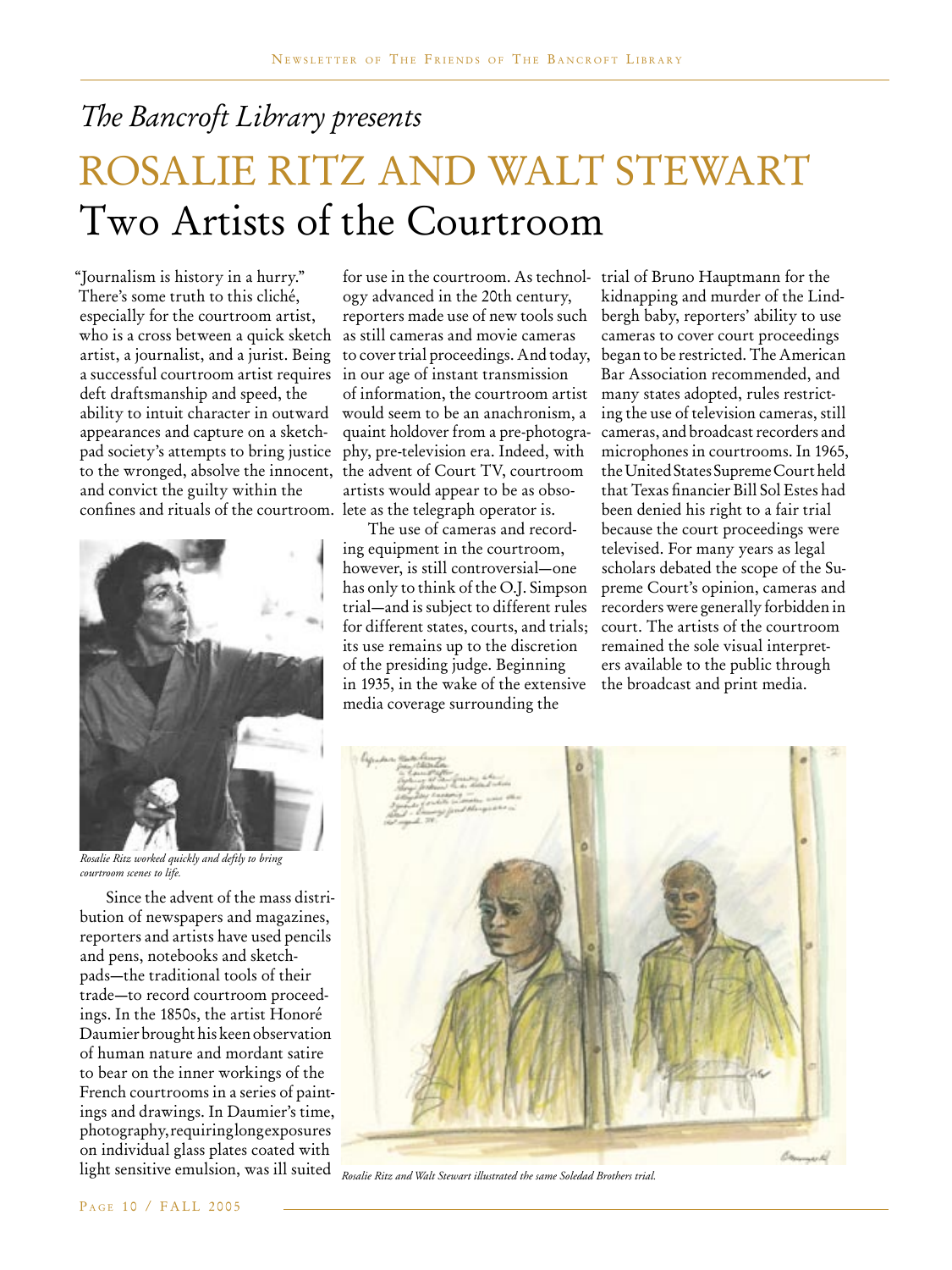*The Bancroft Library presents*

# ROSALIE RITZ AND WALT STEWART

## Two Artists of the Courtroom

"Journalism is history in a hurry." There's some truth to this cliché, especially for the courtroom artist, who is a cross between a quick sketch artist, a journalist, and a jurist. Being a successful courtroom artist requires deft draftsmanship and speed, the ability to intuit character in outward appearances and capture on a sketchpad society's attempts to bring justice to the wronged, absolve the innocent, and convict the guilty within the confines and rituals of the courtroom.

*Rosalie Ritz worked quickly and deftly to bring courtroom scenes to life.*

Since the advent of the mass distribution of newspapers and magazines, reporters and artists have used pencils and pens, notebooks and sketchpads—the traditional tools of their trade—to record courtroom proceedings. In the 1850s, the artist Honoré Daumier brought his keen observation of human nature and mordant satire to bear on the inner workings of the French courtrooms in a series of paintings and drawings. In Daumier's time, photography, requiring long exposures on individual glass plates coated with light sensitive emulsion, was ill suited for use in the courtroom. As technology advanced in the 20th century, reporters made use of new tools such as still cameras and movie cameras to cover trial proceedings. And today, in our age of instant transmission of information, the courtroom artist would seem to be an anachronism, a quaint holdover from a pre-photography, pre-television era. Indeed, with the advent of Court TV, courtroom artists would appear to be as obsolete as the telegraph operator is.

The use of cameras and recording equipment in the courtroom, however, is still controversial—one has only to think of the O.J. Simpson trial—and is subject to different rules for different states, courts, and trials; its use remains up to the discretion of the presiding judge. Beginning in 1935, in the wake of the extensive media coverage surrounding the trial of Bruno Hauptmann for the kidnapping and murder of the Lindbergh baby, reporters' ability to use cameras to cover court proceedings began to be restricted. The American Bar Association recommended, and many states adopted, rules restricting the use of television cameras, still cameras, and broadcast recorders and microphones in courtrooms. In 1965, the United States Supreme Court held that Texas financier Bill Sol Estes had been denied his right to a fair trial because the court proceedings were televised. For many years as legal scholars debated the scope of the Supreme Court's opinion, cameras and recorders were generally forbidden in court. The artists of the courtroom remained the sole visual interpreters available to the public through the broadcast and print media.

*Rosalie Ritz and Walt Stewart illustrated the same Soledad Brothers trial.*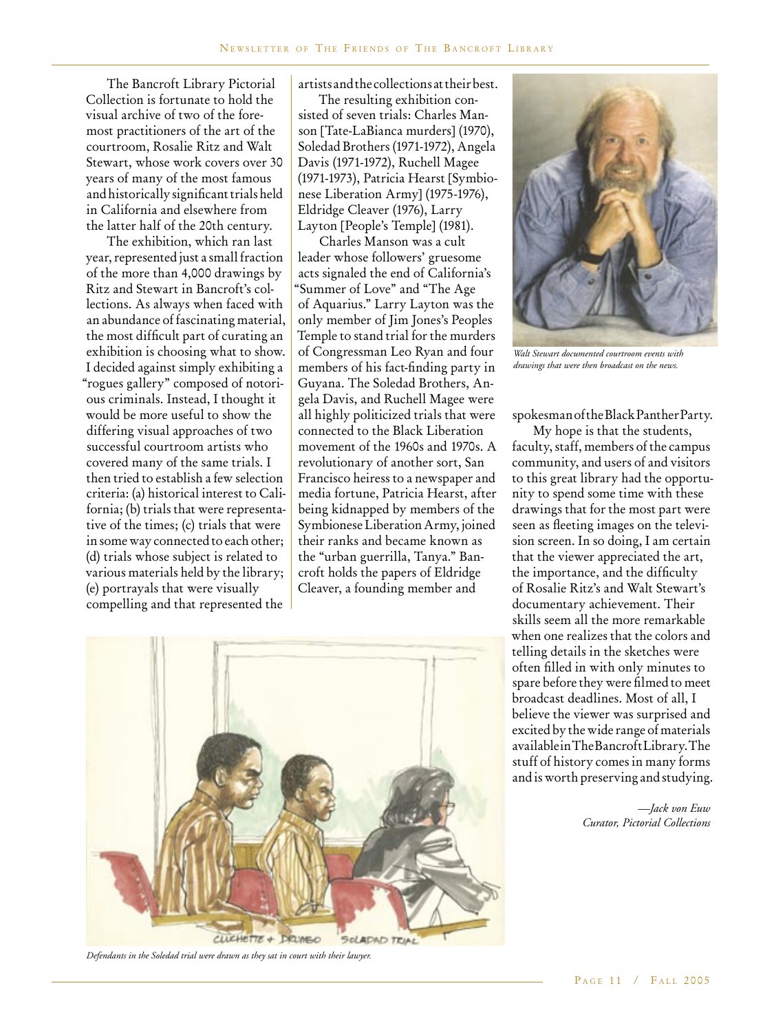The Bancroft Library Pictorial Collection is fortunate to hold the visual archive of two of the foremost practitioners of the art of the courtroom, Rosalie Ritz and Walt Stewart, whose work covers over 30 years of many of the most famous and historically significant trials held in California and elsewhere from the latter half of the 20th century.

The exhibition, which ran last year, represented just a small fraction of the more than 4,000 drawings by Ritz and Stewart in Bancroft's collections. As always when faced with an abundance of fascinating material, the most difficult part of curating an exhibition is choosing what to show. I decided against simply exhibiting a "rogues gallery" composed of notorious criminals. Instead, I thought it would be more useful to show the differing visual approaches of two successful courtroom artists who covered many of the same trials. I then tried to establish a few selection criteria: (a) historical interest to California; (b) trials that were representative of the times; (c) trials that were in some way connected to each other; (d) trials whose subject is related to various materials held by the library; (e) portrayals that were visually compelling and that represented the artists and the collections at their best.

The resulting exhibition consisted of seven trials: Charles Manson [Tate-LaBianca murders] (1970), Soledad Brothers (1971-1972), Angela Davis (1971-1972), Ruchell Magee (1971-1973), Patricia Hearst [Symbionese Liberation Army] (1975-1976), Eldridge Cleaver (1976), Larry Layton [People's Temple] (1981).

Charles Manson was a cult leader whose followers' gruesome acts signaled the end of California's "Summer of Love" and "The Age of Aquarius." Larry Layton was the only member of Jim Jones's Peoples Temple to stand trial for the murders of Congressman Leo Ryan and four members of his fact-finding party in Guyana. The Soledad Brothers, Angela Davis, and Ruchell Magee were all highly politicized trials that were connected to the Black Liberation movement of the 1960s and 1970s. A revolutionary of another sort, San Francisco heiress to a newspaper and media fortune, Patricia Hearst, after being kidnapped by members of the Symbionese Liberation Army, joined their ranks and became known as the "urban guerrilla, Tanya." Bancroft holds the papers of Eldridge Cleaver, a founding member and spokesman of the Black Panther Party.

*Walt Stewart documented courtroom events with drawings that were then broadcast on the news.*

My hope is that the students, faculty, staff, members of the campus community, and users of and visitors to this great library had the opportunity to spend some time with these drawings that for the most part were seen as fleeting images on the television screen. In so doing, I am certain that the viewer appreciated the art, the importance, and the difficulty of Rosalie Ritz's and Walt Stewart's documentary achievement. Their skills seem all the more remarkable when one realizes that the colors and telling details in the sketches were often filled in with only minutes to spare before they were filmed to meet broadcast deadlines. Most of all, I believe the viewer was surprised and excited by the wide range of materials available in The Bancroft Library. The stuff of history comes in many forms and is worth preserving and studying.

*—Jack von Euw*
*Curator, Pictorial Collections*

*Defendants in the Soledad trial were drawn as they sat in court with their lawyer.*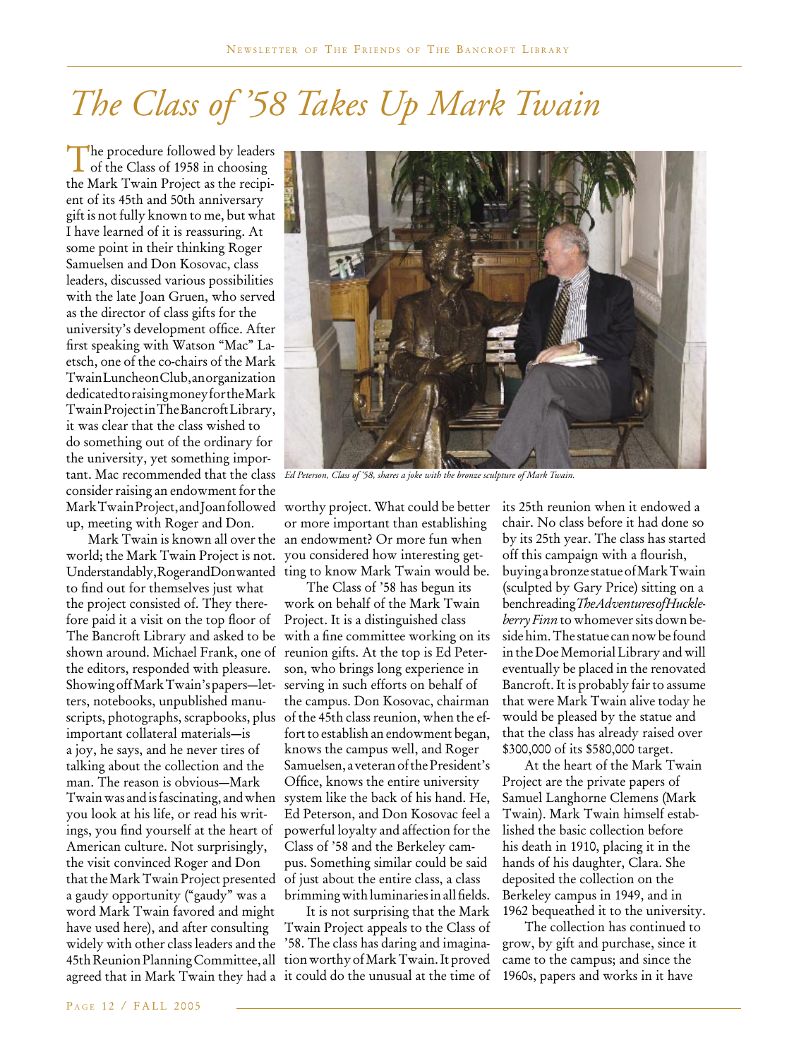# *The Class of '58 Takes Up Mark Twain*

The procedure followed by leaders of the Class of 1958 in choosing the Mark Twain Project as the recipient of its 45th and 50th anniversary gift is not fully known to me, but what I have learned of it is reassuring. At some point in their thinking Roger Samuelsen and Don Kosovac, class leaders, discussed various possibilities with the late Joan Gruen, who served as the director of class gifts for the university's development office. After first speaking with Watson "Mac" Laetsch, one of the co-chairs of the Mark Twain Luncheon Club, an organization dedicated to raising money for the Mark Twain Project in The Bancroft Library, it was clear that the class wished to do something out of the ordinary for the university, yet something important. Mac recommended that the class consider raising an endowment for the Mark Twain Project, and Joan followed up, meeting with Roger and Don.

Mark Twain is known all over the world; the Mark Twain Project is not. Understandably, Roger and Don wanted to find out for themselves just what the project consisted of. They therefore paid it a visit on the top floor of The Bancroft Library and asked to be shown around. Michael Frank, one of the editors, responded with pleasure. Showing off Mark Twain's papers—letters, notebooks, unpublished manuscripts, photographs, scrapbooks, plus important collateral materials—is a joy, he says, and he never tires of talking about the collection and the man. The reason is obvious—Mark Twain was and is fascinating, and when you look at his life, or read his writings, you find yourself at the heart of American culture. Not surprisingly, the visit convinced Roger and Don that the Mark Twain Project presented a gaudy opportunity ("gaudy" was a word Mark Twain favored and might have used here), and after consulting widely with other class leaders and the 45th Reunion Planning Committee, all agreed that in Mark Twain they had a worthy project. What could be better or more important than establishing an endowment? Or more fun when you considered how interesting getting to know Mark Twain would be.

*Ed Peterson, Class of '58, shares a joke with the bronze sculpture of Mark Twain.*

The Class of '58 has begun its work on behalf of the Mark Twain Project. It is a distinguished class with a fine committee working on its reunion gifts. At the top is Ed Peterson, who brings long experience in serving in such efforts on behalf of the campus. Don Kosovac, chairman of the 45th class reunion, when the effort to establish an endowment began, knows the campus well, and Roger Samuelsen, a veteran of the President's Office, knows the entire university system like the back of his hand. He, Ed Peterson, and Don Kosovac feel a powerful loyalty and affection for the Class of '58 and the Berkeley campus. Something similar could be said of just about the entire class, a class brimming with luminaries in all fields.

It is not surprising that the Mark Twain Project appeals to the Class of '58. The class has daring and imagination worthy of Mark Twain. It proved it could do the unusual at the time of its 25th reunion when it endowed a chair. No class before it had done so by its 25th year. The class has started off this campaign with a flourish, buying a bronze statue of Mark Twain (sculpted by Gary Price) sitting on a bench reading *The Adventures of Huckleberry Finn* to whomever sits down beside him. The statue can now be found in the Doe Memorial Library and will eventually be placed in the renovated Bancroft. It is probably fair to assume that were Mark Twain alive today he would be pleased by the statue and that the class has already raised over $300,000 of its $580,000 target.

At the heart of the Mark Twain Project are the private papers of Samuel Langhorne Clemens (Mark Twain). Mark Twain himself established the basic collection before his death in 1910, placing it in the hands of his daughter, Clara. She deposited the collection on the Berkeley campus in 1949, and in 1962 bequeathed it to the university.

The collection has continued to grow, by gift and purchase, since it came to the campus; and since the 1960s, papers and works in it have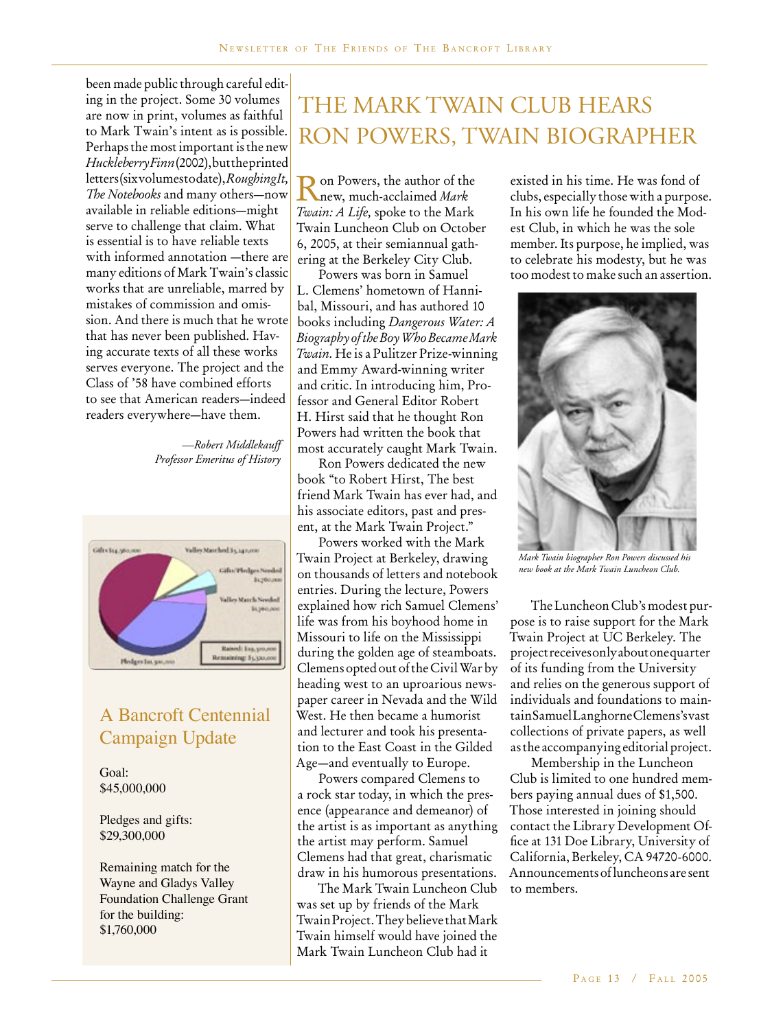been made public through careful editing in the project. Some 30 volumes are now in print, volumes as faithful to Mark Twain's intent as is possible. Perhaps the most important is the new *Huckleberry Finn* (2002), but the printed letters (six volumes to date), *Roughing It*, *The Notebooks* and many others—now available in reliable editions—might serve to challenge that claim. What is essential is to have reliable texts with informed annotation —there are many editions of Mark Twain's classic works that are unreliable, marred by mistakes of commission and omission. And there is much that he wrote that has never been published. Having accurate texts of all these works serves everyone. The project and the Class of '58 have combined efforts to see that American readers—indeed readers everywhere—have them.

*—Robert Middlekauff*
*Professor Emeritus of History*

## A Bancroft Centennial Campaign Update

Goal:
$45,000,000

Pledges and gifts:
$29,300,000

Remaining match for the Wayne and Gladys Valley Foundation Challenge Grant for the building:
$1,760,000

# THE MARK TWAIN CLUB HEARS RON POWERS, TWAIN BIOGRAPHER

Ron Powers, the author of the new, much-acclaimed *Mark Twain: A Life,* spoke to the Mark Twain Luncheon Club on October 6, 2005, at their semiannual gathering at the Berkeley City Club.

Powers was born in Samuel L. Clemens' hometown of Hannibal, Missouri, and has authored 10 books including *Dangerous Water: A Biography of the Boy Who Became Mark Twain.* He is a Pulitzer Prize-winning and Emmy Award-winning writer and critic. In introducing him, Professor and General Editor Robert H. Hirst said that he thought Ron Powers had written the book that most accurately caught Mark Twain.

Ron Powers dedicated the new book "to Robert Hirst, The best friend Mark Twain has ever had, and his associate editors, past and present, at the Mark Twain Project."

Powers worked with the Mark Twain Project at Berkeley, drawing on thousands of letters and notebook entries. During the lecture, Powers explained how rich Samuel Clemens' life was from his boyhood home in Missouri to life on the Mississippi during the golden age of steamboats. Clemens opted out of the Civil War by heading west to an uproarious newspaper career in Nevada and the Wild West. He then became a humorist and lecturer and took his presentation to the East Coast in the Gilded Age—and eventually to Europe.

Powers compared Clemens to a rock star today, in which the presence (appearance and demeanor) of the artist is as important as anything the artist may perform. Samuel Clemens had that great, charismatic draw in his humorous presentations.

The Mark Twain Luncheon Club was set up by friends of the Mark Twain Project. They believe that Mark Twain himself would have joined the Mark Twain Luncheon Club had it existed in his time. He was fond of clubs, especially those with a purpose. In his own life he founded the Modest Club, in which he was the sole member. Its purpose, he implied, was to celebrate his modesty, but he was too modest to make such an assertion.

*Mark Twain biographer Ron Powers discussed his new book at the Mark Twain Luncheon Club.*

The Luncheon Club's modest purpose is to raise support for the Mark Twain Project at UC Berkeley. The project receives only about one quarter of its funding from the University and relies on the generous support of individuals and foundations to maintain Samuel Langhorne Clemens's vast collections of private papers, as well as the accompanying editorial project.

Membership in the Luncheon Club is limited to one hundred members paying annual dues of $1,500. Those interested in joining should contact the Library Development Office at 131 Doe Library, University of California, Berkeley, CA 94720-6000. Announcements of luncheons are sent to members.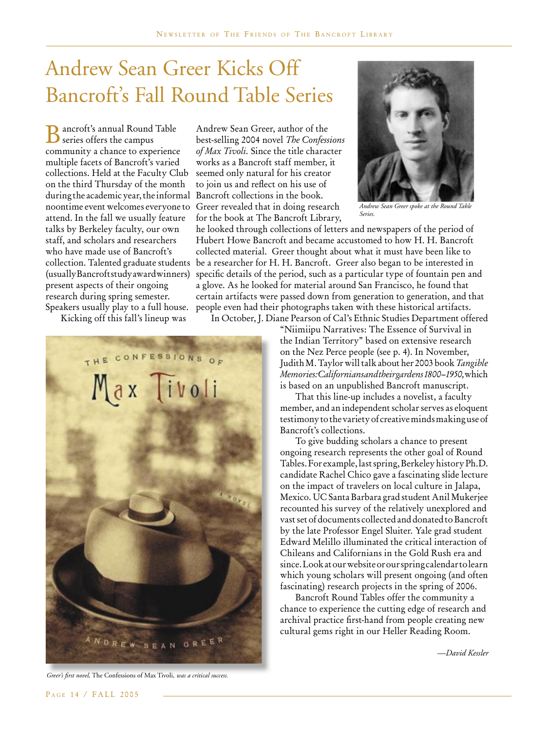# Andrew Sean Greer Kicks Off Bancroft's Fall Round Table Series

Bancroft's annual Round Table series offers the campus community a chance to experience multiple facets of Bancroft's varied collections. Held at the Faculty Club on the third Thursday of the month during the academic year, the informal noontime event welcomes everyone to attend. In the fall we usually feature talks by Berkeley faculty, our own staff, and scholars and researchers who have made use of Bancroft's collection. Talented graduate students (usually Bancroft study award winners) present aspects of their ongoing research during spring semester. Speakers usually play to a full house.

Kicking off this fall's lineup was Andrew Sean Greer, author of the best-selling 2004 novel *The Confessions of Max Tivoli.* Since the title character works as a Bancroft staff member, it seemed only natural for his creator to join us and reflect on his use of Bancroft collections in the book. Greer revealed that in doing research for the book at The Bancroft Library, he looked through collections of letters and newspapers of the period of Hubert Howe Bancroft and became accustomed to how H. H. Bancroft collected material. Greer thought about what it must have been like to be a researcher for H. H. Bancroft. Greer also began to be interested in specific details of the period, such as a particular type of fountain pen and a glove. As he looked for material around San Francisco, he found that certain artifacts were passed down from generation to generation, and that people even had their photographs taken with these historical artifacts.

*Andrew Sean Greer spoke at the Round Table Series.*

In October, J. Diane Pearson of Cal's Ethnic Studies Department offered "Niimiipu Narratives: The Essence of Survival in the Indian Territory" based on extensive research on the Nez Perce people (see p. 4). In November, Judith M. Taylor will talk about her 2003 book *Tangible Memories: Californians and their gardens 1800–1950,* which is based on an unpublished Bancroft manuscript.

That this line-up includes a novelist, a faculty member, and an independent scholar serves as eloquent testimony to the variety of creative minds making use of Bancroft's collections.

To give budding scholars a chance to present ongoing research represents the other goal of Round Tables. For example, last spring, Berkeley history Ph.D. candidate Rachel Chico gave a fascinating slide lecture on the impact of travelers on local culture in Jalapa, Mexico. UC Santa Barbara grad student Anil Mukerjee recounted his survey of the relatively unexplored and vast set of documents collected and donated to Bancroft by the late Professor Engel Sluiter. Yale grad student Edward Melillo illuminated the critical interaction of Chileans and Californians in the Gold Rush era and since. Look at our website or our spring calendar to learn which young scholars will present ongoing (and often fascinating) research projects in the spring of 2006.

Bancroft Round Tables offer the community a chance to experience the cutting edge of research and archival practice first-hand from people creating new cultural gems right in our Heller Reading Room.

*—David Kessler*

*Greer's first novel,* The Confessions of Max Tivoli, *was a critical success.*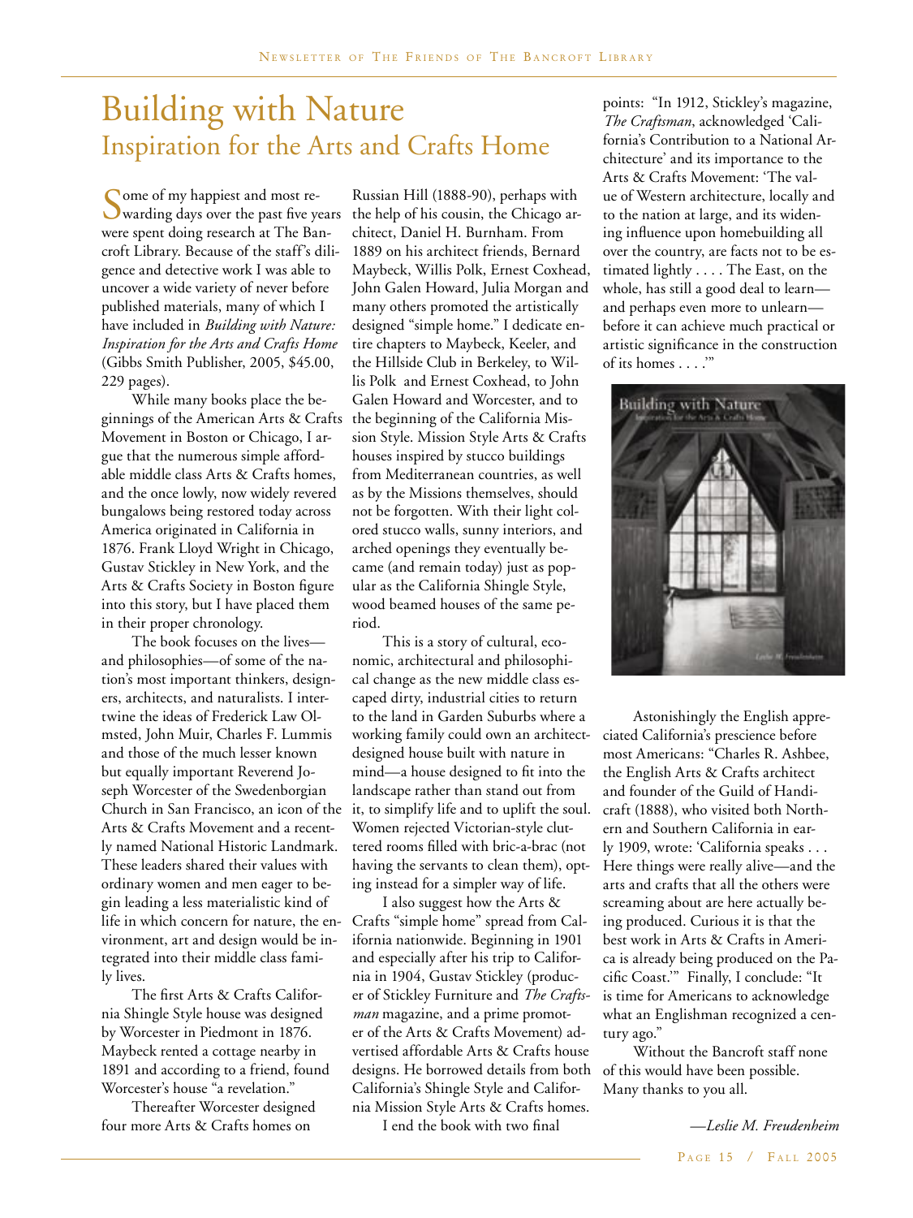# Building with Nature

## Inspiration for the Arts and Crafts Home

Some of my happiest and most rewarding days over the past five years were spent doing research at The Bancroft Library. Because of the staff's diligence and detective work I was able to uncover a wide variety of never before published materials, many of which I have included in *Building with Nature: Inspiration for the Arts and Crafts Home* (Gibbs Smith Publisher, 2005, $45.00, 229 pages).

While many books place the beginnings of the American Arts & Crafts Movement in Boston or Chicago, I argue that the numerous simple affordable middle class Arts & Crafts homes, and the once lowly, now widely revered bungalows being restored today across America originated in California in 1876. Frank Lloyd Wright in Chicago, Gustav Stickley in New York, and the Arts & Crafts Society in Boston figure into this story, but I have placed them in their proper chronology.

The book focuses on the lives—and philosophies—of some of the nation's most important thinkers, designers, architects, and naturalists. I intertwine the ideas of Frederick Law Olmsted, John Muir, Charles F. Lummis and those of the much lesser known but equally important Reverend Joseph Worcester of the Swedenborgian Church in San Francisco, an icon of the Arts & Crafts Movement and a recently named National Historic Landmark. These leaders shared their values with ordinary women and men eager to begin leading a less materialistic kind of life in which concern for nature, the environment, art and design would be integrated into their middle class family lives.

The first Arts & Crafts California Shingle Style house was designed by Worcester in Piedmont in 1876. Maybeck rented a cottage nearby in 1891 and according to a friend, found Worcester's house "a revelation."

Thereafter Worcester designed four more Arts & Crafts homes on Russian Hill (1888-90), perhaps with the help of his cousin, the Chicago architect, Daniel H. Burnham. From 1889 on his architect friends, Bernard Maybeck, Willis Polk, Ernest Coxhead, John Galen Howard, Julia Morgan and many others promoted the artistically designed "simple home." I dedicate entire chapters to Maybeck, Keeler, and the Hillside Club in Berkeley, to Willis Polk and Ernest Coxhead, to John Galen Howard and Worcester, and to the beginning of the California Mission Style. Mission Style Arts & Crafts houses inspired by stucco buildings from Mediterranean countries, as well as by the Missions themselves, should not be forgotten. With their light colored stucco walls, sunny interiors, and arched openings they eventually became (and remain today) just as popular as the California Shingle Style, wood beamed houses of the same period.

This is a story of cultural, economic, architectural and philosophical change as the new middle class escaped dirty, industrial cities to return to the land in Garden Suburbs where a working family could own an architect-designed house built with nature in mind—a house designed to fit into the landscape rather than stand out from it, to simplify life and to uplift the soul. Women rejected Victorian-style cluttered rooms filled with bric-a-brac (not having the servants to clean them), opting instead for a simpler way of life.

I also suggest how the Arts & Crafts "simple home" spread from California nationwide. Beginning in 1901 and especially after his trip to California in 1904, Gustav Stickley (producer of Stickley Furniture and *The Craftsman* magazine, and a prime promoter of the Arts & Crafts Movement) advertised affordable Arts & Crafts house designs. He borrowed details from both California's Shingle Style and California Mission Style Arts & Crafts homes.

I end the book with two final points: "In 1912, Stickley's magazine, *The Craftsman*, acknowledged 'California's Contribution to a National Architecture' and its importance to the Arts & Crafts Movement: 'The value of Western architecture, locally and to the nation at large, and its widening influence upon homebuilding all over the country, are facts not to be estimated lightly . . . . The East, on the whole, has still a good deal to learn—and perhaps even more to unlearn—before it can achieve much practical or artistic significance in the construction of its homes . . . .'"

Astonishingly the English appreciated California's prescience before most Americans: "Charles R. Ashbee, the English Arts & Crafts architect and founder of the Guild of Handicraft (1888), who visited both Northern and Southern California in early 1909, wrote: 'California speaks . . . Here things were really alive—and the arts and crafts that all the others were screaming about are here actually being produced. Curious it is that the best work in Arts & Crafts in America is already being produced on the Pacific Coast.'" Finally, I conclude: "It is time for Americans to acknowledge what an Englishman recognized a century ago."

Without the Bancroft staff none of this would have been possible. Many thanks to you all.

*—Leslie M. Freudenheim*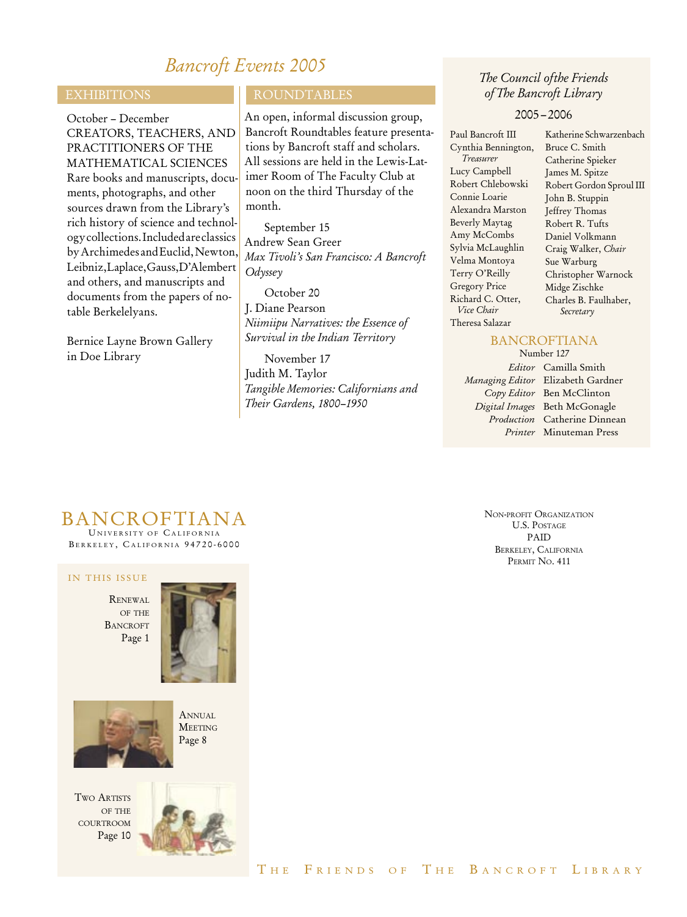# *Bancroft Events 2005*

## EXHIBITIONS

October – December
CREATORS, TEACHERS, AND PRACTITIONERS OF THE MATHEMATICAL SCIENCES
Rare books and manuscripts, documents, photographs, and other sources drawn from the Library's rich history of science and technology collections. Included are classics by Archimedes and Euclid, Newton, Leibniz, Laplace, Gauss, D'Alembert and others, and manuscripts and documents from the papers of notable Berkelelyans.

Bernice Layne Brown Gallery
in Doe Library

## ROUNDTABLES

An open, informal discussion group, Bancroft Roundtables feature presentations by Bancroft staff and scholars. All sessions are held in the Lewis-Latimer Room of The Faculty Club at noon on the third Thursday of the month.

September 15
Andrew Sean Greer
*Max Tivoli's San Francisco: A Bancroft Odyssey*

October 20
J. Diane Pearson
*Niimiipu Narratives: the Essence of Survival in the Indian Territory*

November 17
Judith M. Taylor
*Tangible Memories: Californians and Their Gardens, 1800–1950*

## *The Council of the Friends of The Bancroft Library*

2005 – 2006

Paul Bancroft III
Cynthia Bennington, *Treasurer*
Lucy Campbell
Robert Chlebowski
Connie Loarie
Alexandra Marston
Beverly Maytag
Amy McCombs
Sylvia McLaughlin
Velma Montoya
Terry O'Reilly
Gregory Price
Richard C. Otter, *Vice Chair*
Theresa Salazar
Katherine Schwarzenbach
Bruce C. Smith
Catherine Spieker
James M. Spitze
Robert Gordon Sproul III
John B. Stuppin
Jeffrey Thomas
Robert R. Tufts
Daniel Volkmann
Craig Walker, *Chair*
Sue Warburg
Christopher Warnock
Midge Zischke
Charles B. Faulhaber, *Secretary*

## BANCROFTIANA

Number 127

*Editor* Camilla Smith
*Managing Editor* Elizabeth Gardner
*Copy Editor* Ben McClinton
*Digital Images* Beth McGonagle
*Production* Catherine Dinnean
*Printer* Minuteman Press

BANCROFTIANA
University of California
Berkeley, California 94720-6000

Non-profit Organization
U.S. Postage
PAID
Berkeley, California
Permit No. 411

IN THIS ISSUE

Renewal of the Bancroft
Page 1

Annual Meeting
Page 8

Two Artists of the Courtroom
Page 10

The Friends of The Bancroft Library